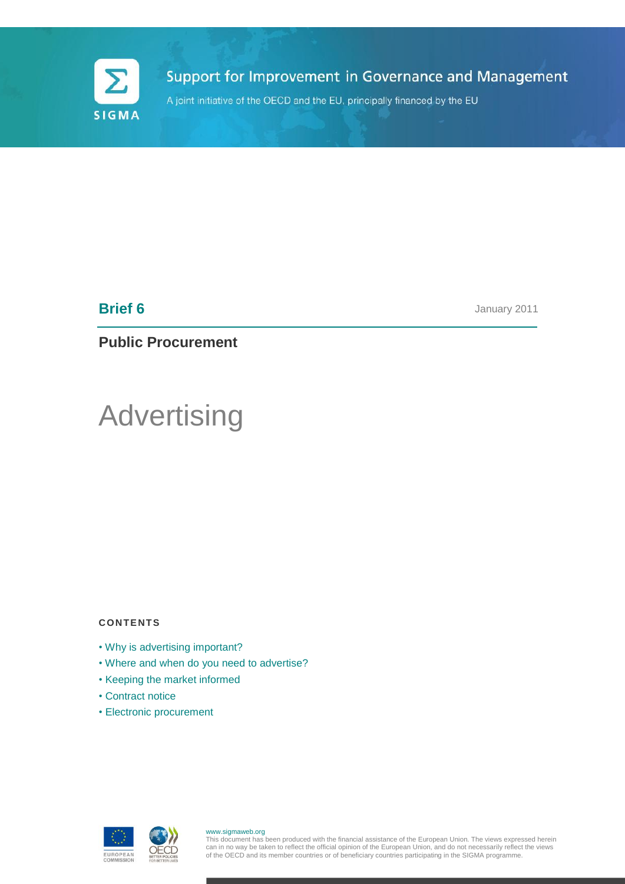Support for Improvement in Governance and Management

A joint initiative of the OECD and the EU, principally financed by the EU

**Brief 6** January 2011

## Public Procurement

# Advertising

**CONTENTS**

- Why is advertising important?
- Where and when do you need to advertise?
- Keeping the market informed
- Contract notice
- Electronic procurement

www.sigmaweb.org

This document has been produced with the financial assistance of the European Union. The views expressed herein can in no way be taken to reflect the official opinion of the European Union, and do not necessarily reflect the views of the OECD and its member countries or of beneficiary countries participating in the SIGMA programme.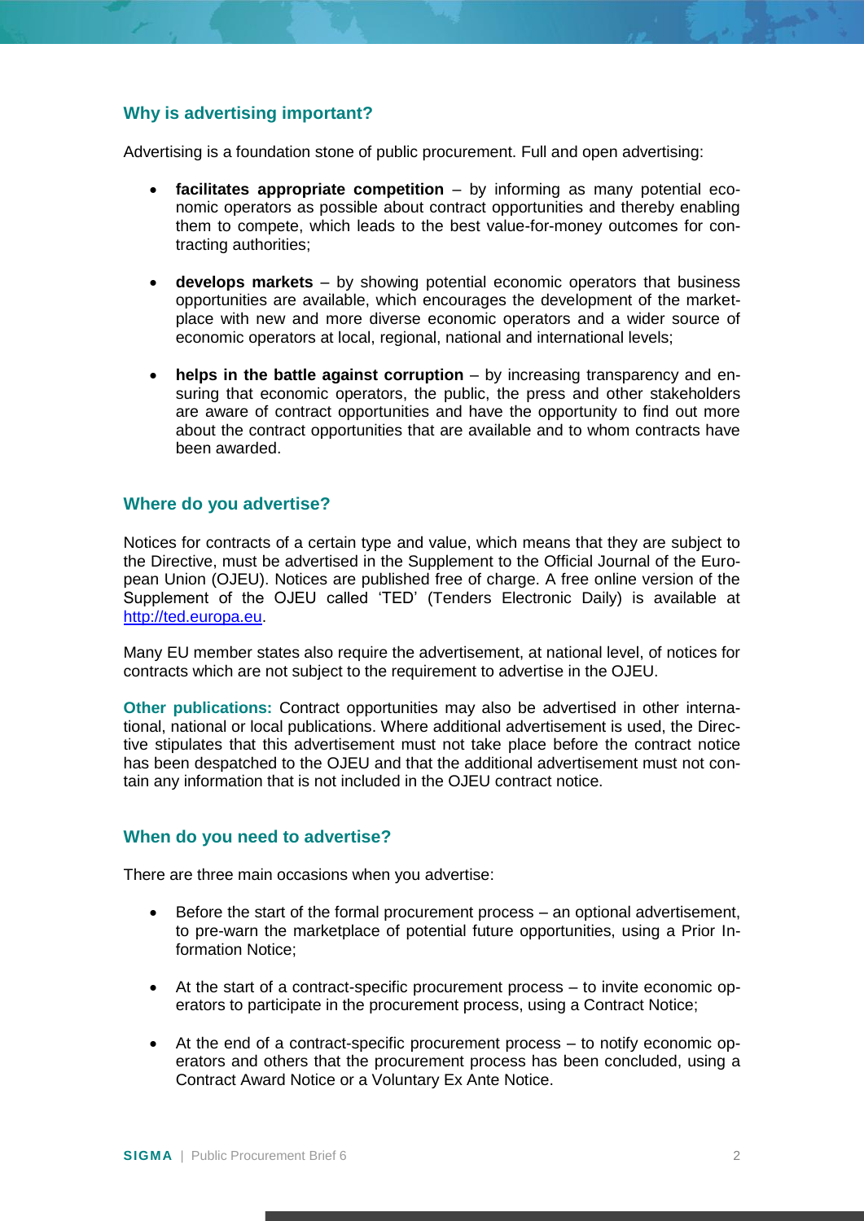## Why is advertising important?

Advertising is a foundation stone of public procurement. Full and open advertising:

- **facilitates appropriate competition** – by informing as many potential economic operators as possible about contract opportunities and thereby enabling them to compete, which leads to the best value-for-money outcomes for contracting authorities;
- **develops markets** – by showing potential economic operators that business opportunities are available, which encourages the development of the marketplace with new and more diverse economic operators and a wider source of economic operators at local, regional, national and international levels;
- **helps in the battle against corruption** – by increasing transparency and ensuring that economic operators, the public, the press and other stakeholders are aware of contract opportunities and have the opportunity to find out more about the contract opportunities that are available and to whom contracts have been awarded.

## Where do you advertise?

Notices for contracts of a certain type and value, which means that they are subject to the Directive, must be advertised in the Supplement to the Official Journal of the European Union (OJEU). Notices are published free of charge. A free online version of the Supplement of the OJEU called 'TED' (Tenders Electronic Daily) is available at http://ted.europa.eu.

Many EU member states also require the advertisement, at national level, of notices for contracts which are not subject to the requirement to advertise in the OJEU.

**Other publications:** Contract opportunities may also be advertised in other international, national or local publications. Where additional advertisement is used, the Directive stipulates that this advertisement must not take place before the contract notice has been despatched to the OJEU and that the additional advertisement must not contain any information that is not included in the OJEU contract notice.

## When do you need to advertise?

There are three main occasions when you advertise:

- Before the start of the formal procurement process – an optional advertisement, to pre-warn the marketplace of potential future opportunities, using a Prior Information Notice;
- At the start of a contract-specific procurement process – to invite economic operators to participate in the procurement process, using a Contract Notice;
- At the end of a contract-specific procurement process – to notify economic operators and others that the procurement process has been concluded, using a Contract Award Notice or a Voluntary Ex Ante Notice.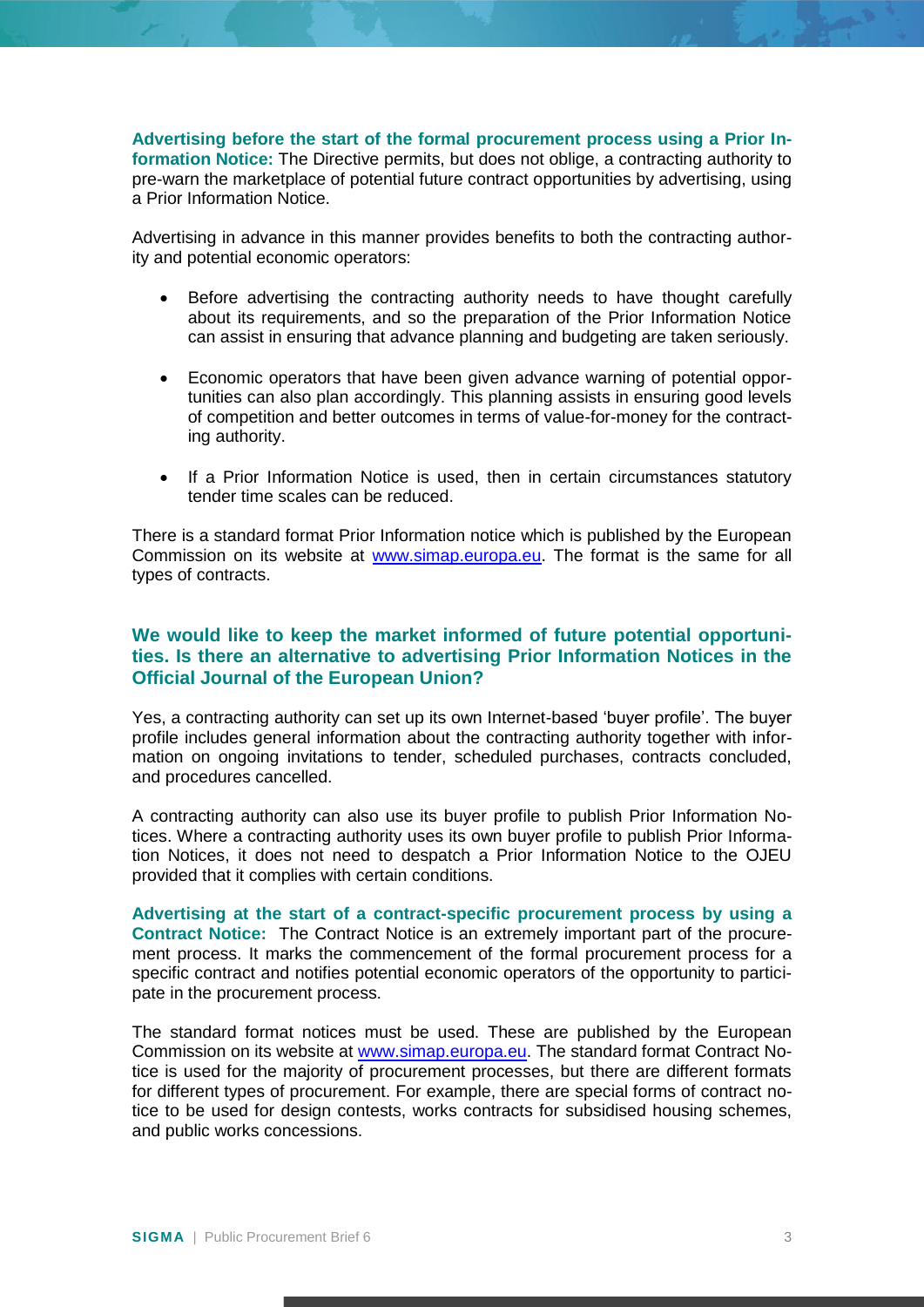**Advertising before the start of the formal procurement process using a Prior Information Notice:** The Directive permits, but does not oblige, a contracting authority to pre-warn the marketplace of potential future contract opportunities by advertising, using a Prior Information Notice.

Advertising in advance in this manner provides benefits to both the contracting authority and potential economic operators:

- Before advertising the contracting authority needs to have thought carefully about its requirements, and so the preparation of the Prior Information Notice can assist in ensuring that advance planning and budgeting are taken seriously.
- Economic operators that have been given advance warning of potential opportunities can also plan accordingly. This planning assists in ensuring good levels of competition and better outcomes in terms of value-for-money for the contracting authority.
- If a Prior Information Notice is used, then in certain circumstances statutory tender time scales can be reduced.

There is a standard format Prior Information notice which is published by the European Commission on its website at [www.simap.europa.eu](www.simap.europa.eu). The format is the same for all types of contracts.

### We would like to keep the market informed of future potential opportunities. Is there an alternative to advertising Prior Information Notices in the Official Journal of the European Union?

Yes, a contracting authority can set up its own Internet-based 'buyer profile'. The buyer profile includes general information about the contracting authority together with information on ongoing invitations to tender, scheduled purchases, contracts concluded, and procedures cancelled.

A contracting authority can also use its buyer profile to publish Prior Information Notices. Where a contracting authority uses its own buyer profile to publish Prior Information Notices, it does not need to despatch a Prior Information Notice to the OJEU provided that it complies with certain conditions.

**Advertising at the start of a contract-specific procurement process by using a Contract Notice:** The Contract Notice is an extremely important part of the procurement process. It marks the commencement of the formal procurement process for a specific contract and notifies potential economic operators of the opportunity to participate in the procurement process.

The standard format notices must be used. These are published by the European Commission on its website at [www.simap.europa.eu](www.simap.europa.eu). The standard format Contract Notice is used for the majority of procurement processes, but there are different formats for different types of procurement. For example, there are special forms of contract notice to be used for design contests, works contracts for subsidised housing schemes, and public works concessions.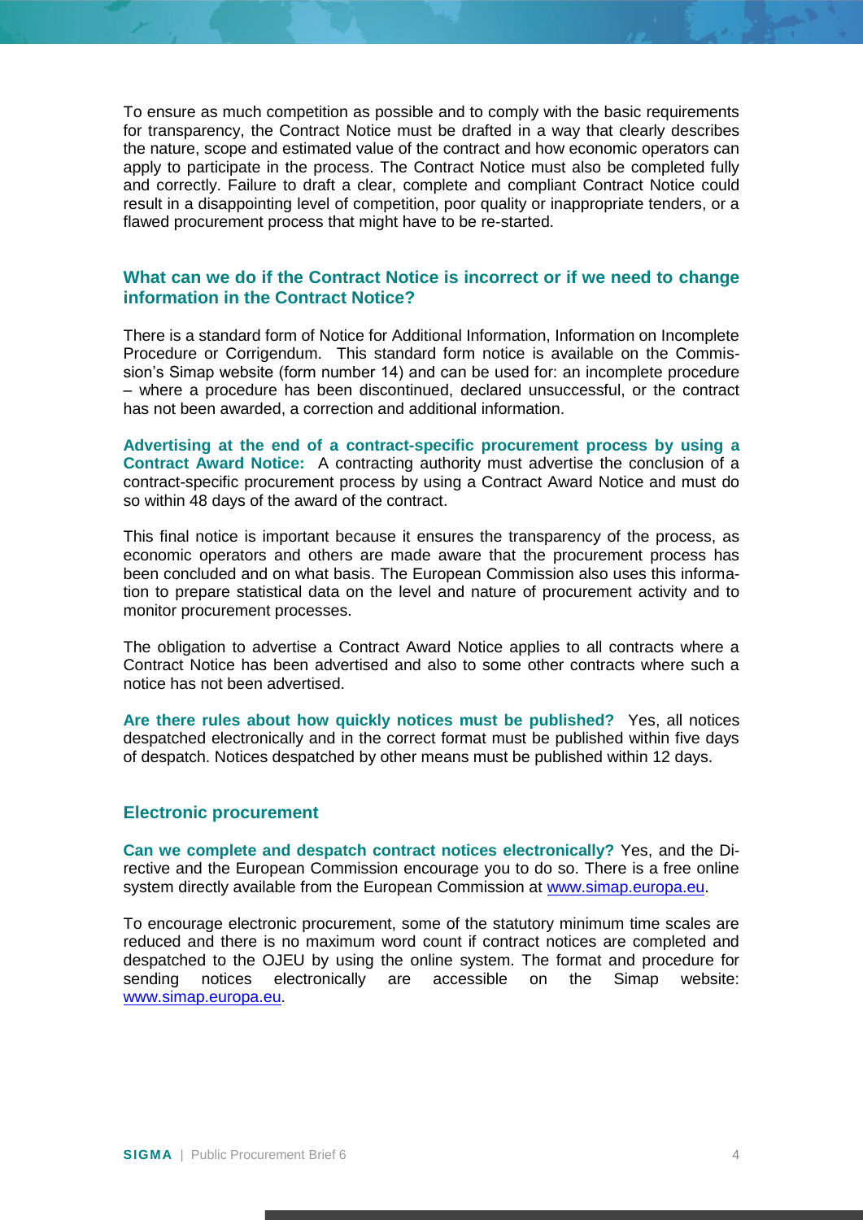To ensure as much competition as possible and to comply with the basic requirements for transparency, the Contract Notice must be drafted in a way that clearly describes the nature, scope and estimated value of the contract and how economic operators can apply to participate in the process. The Contract Notice must also be completed fully and correctly. Failure to draft a clear, complete and compliant Contract Notice could result in a disappointing level of competition, poor quality or inappropriate tenders, or a flawed procurement process that might have to be re-started.

### What can we do if the Contract Notice is incorrect or if we need to change information in the Contract Notice?

There is a standard form of Notice for Additional Information, Information on Incomplete Procedure or Corrigendum. This standard form notice is available on the Commission's Simap website (form number 14) and can be used for: an incomplete procedure – where a procedure has been discontinued, declared unsuccessful, or the contract has not been awarded, a correction and additional information.

**Advertising at the end of a contract-specific procurement process by using a Contract Award Notice:** A contracting authority must advertise the conclusion of a contract-specific procurement process by using a Contract Award Notice and must do so within 48 days of the award of the contract.

This final notice is important because it ensures the transparency of the process, as economic operators and others are made aware that the procurement process has been concluded and on what basis. The European Commission also uses this information to prepare statistical data on the level and nature of procurement activity and to monitor procurement processes.

The obligation to advertise a Contract Award Notice applies to all contracts where a Contract Notice has been advertised and also to some other contracts where such a notice has not been advertised.

**Are there rules about how quickly notices must be published?** Yes, all notices despatched electronically and in the correct format must be published within five days of despatch. Notices despatched by other means must be published within 12 days.

### Electronic procurement

**Can we complete and despatch contract notices electronically?** Yes, and the Directive and the European Commission encourage you to do so. There is a free online system directly available from the European Commission at www.simap.europa.eu.

To encourage electronic procurement, some of the statutory minimum time scales are reduced and there is no maximum word count if contract notices are completed and despatched to the OJEU by using the online system. The format and procedure for sending notices electronically are accessible on the Simap website: www.simap.europa.eu.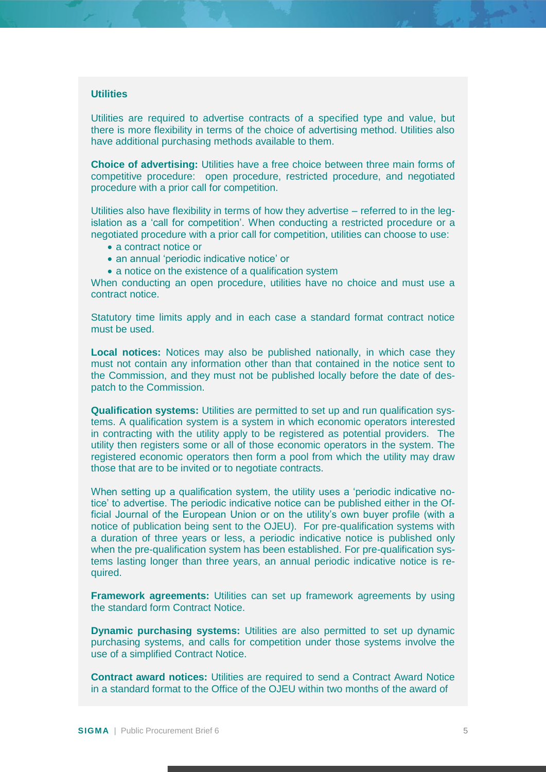**Utilities**

Utilities are required to advertise contracts of a specified type and value, but there is more flexibility in terms of the choice of advertising method. Utilities also have additional purchasing methods available to them.

**Choice of advertising:** Utilities have a free choice between three main forms of competitive procedure: open procedure, restricted procedure, and negotiated procedure with a prior call for competition.

Utilities also have flexibility in terms of how they advertise – referred to in the legislation as a 'call for competition'. When conducting a restricted procedure or a negotiated procedure with a prior call for competition, utilities can choose to use:

- a contract notice or
- an annual 'periodic indicative notice' or
- a notice on the existence of a qualification system

When conducting an open procedure, utilities have no choice and must use a contract notice.

Statutory time limits apply and in each case a standard format contract notice must be used.

**Local notices:** Notices may also be published nationally, in which case they must not contain any information other than that contained in the notice sent to the Commission, and they must not be published locally before the date of despatch to the Commission.

**Qualification systems:** Utilities are permitted to set up and run qualification systems. A qualification system is a system in which economic operators interested in contracting with the utility apply to be registered as potential providers. The utility then registers some or all of those economic operators in the system. The registered economic operators then form a pool from which the utility may draw those that are to be invited or to negotiate contracts.

When setting up a qualification system, the utility uses a 'periodic indicative notice' to advertise. The periodic indicative notice can be published either in the Official Journal of the European Union or on the utility's own buyer profile (with a notice of publication being sent to the OJEU). For pre-qualification systems with a duration of three years or less, a periodic indicative notice is published only when the pre-qualification system has been established. For pre-qualification systems lasting longer than three years, an annual periodic indicative notice is required.

**Framework agreements:** Utilities can set up framework agreements by using the standard form Contract Notice.

**Dynamic purchasing systems:** Utilities are also permitted to set up dynamic purchasing systems, and calls for competition under those systems involve the use of a simplified Contract Notice.

**Contract award notices:** Utilities are required to send a Contract Award Notice in a standard format to the Office of the OJEU within two months of the award of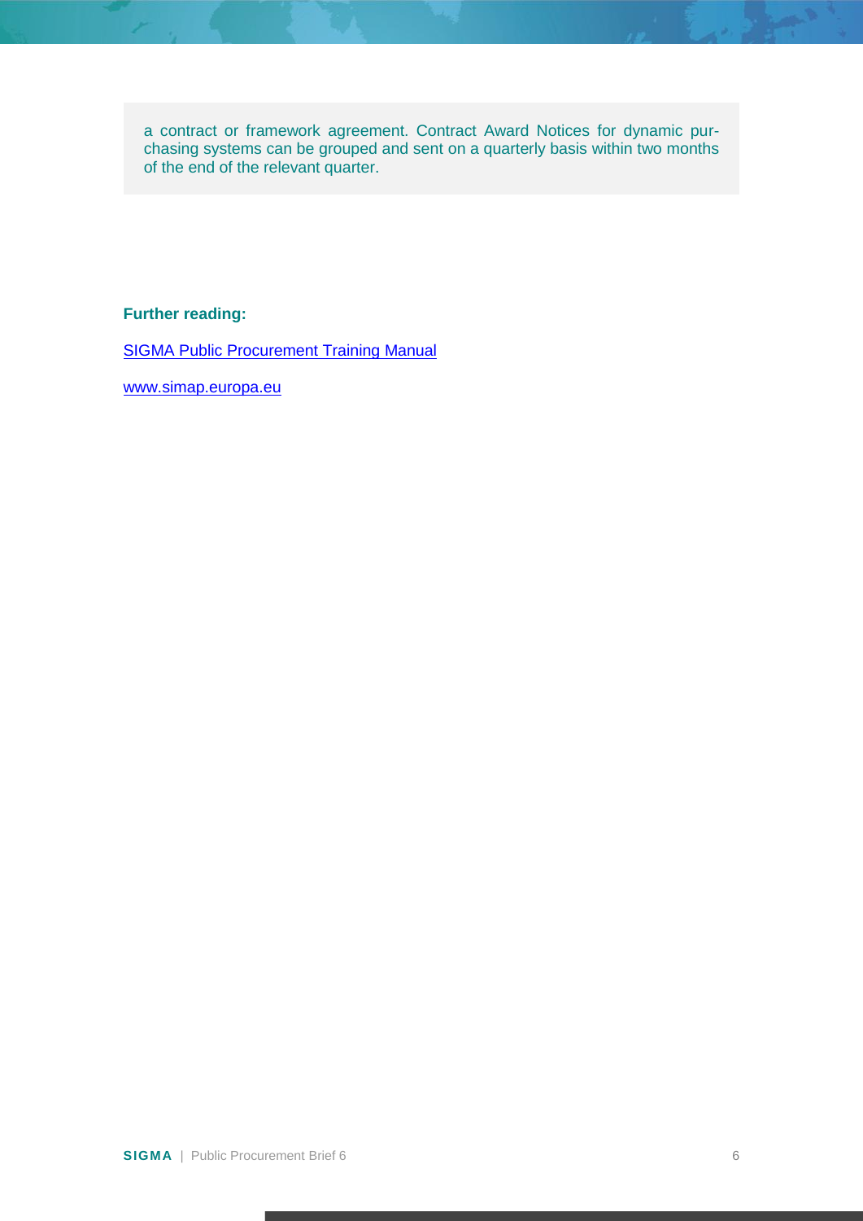a contract or framework agreement. Contract Award Notices for dynamic purchasing systems can be grouped and sent on a quarterly basis within two months of the end of the relevant quarter.

**Further reading:**

SIGMA Public Procurement Training Manual

www.simap.europa.eu